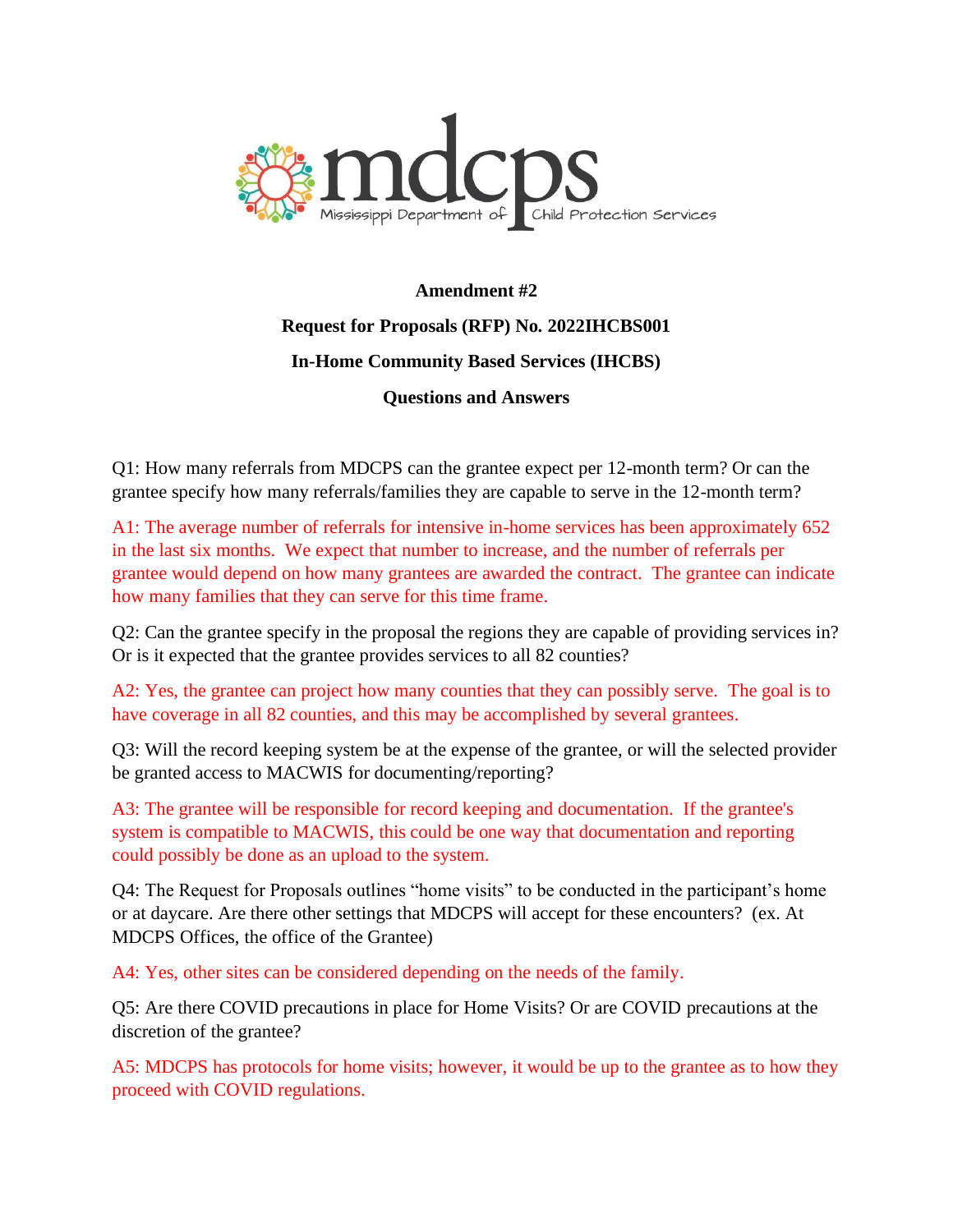mdcps Mississippi Department of Child Protection Services

**Amendment #2**

**Request for Proposals (RFP) No. 2022IHCBS001**

**In-Home Community Based Services (IHCBS)**

**Questions and Answers**

Q1: How many referrals from MDCPS can the grantee expect per 12-month term? Or can the grantee specify how many referrals/families they are capable to serve in the 12-month term?

A1: The average number of referrals for intensive in-home services has been approximately 652 in the last six months. We expect that number to increase, and the number of referrals per grantee would depend on how many grantees are awarded the contract. The grantee can indicate how many families that they can serve for this time frame.

Q2: Can the grantee specify in the proposal the regions they are capable of providing services in? Or is it expected that the grantee provides services to all 82 counties?

A2: Yes, the grantee can project how many counties that they can possibly serve. The goal is to have coverage in all 82 counties, and this may be accomplished by several grantees.

Q3: Will the record keeping system be at the expense of the grantee, or will the selected provider be granted access to MACWIS for documenting/reporting?

A3: The grantee will be responsible for record keeping and documentation. If the grantee's system is compatible to MACWIS, this could be one way that documentation and reporting could possibly be done as an upload to the system.

Q4: The Request for Proposals outlines "home visits" to be conducted in the participant's home or at daycare. Are there other settings that MDCPS will accept for these encounters? (ex. At MDCPS Offices, the office of the Grantee)

A4: Yes, other sites can be considered depending on the needs of the family.

Q5: Are there COVID precautions in place for Home Visits? Or are COVID precautions at the discretion of the grantee?

A5: MDCPS has protocols for home visits; however, it would be up to the grantee as to how they proceed with COVID regulations.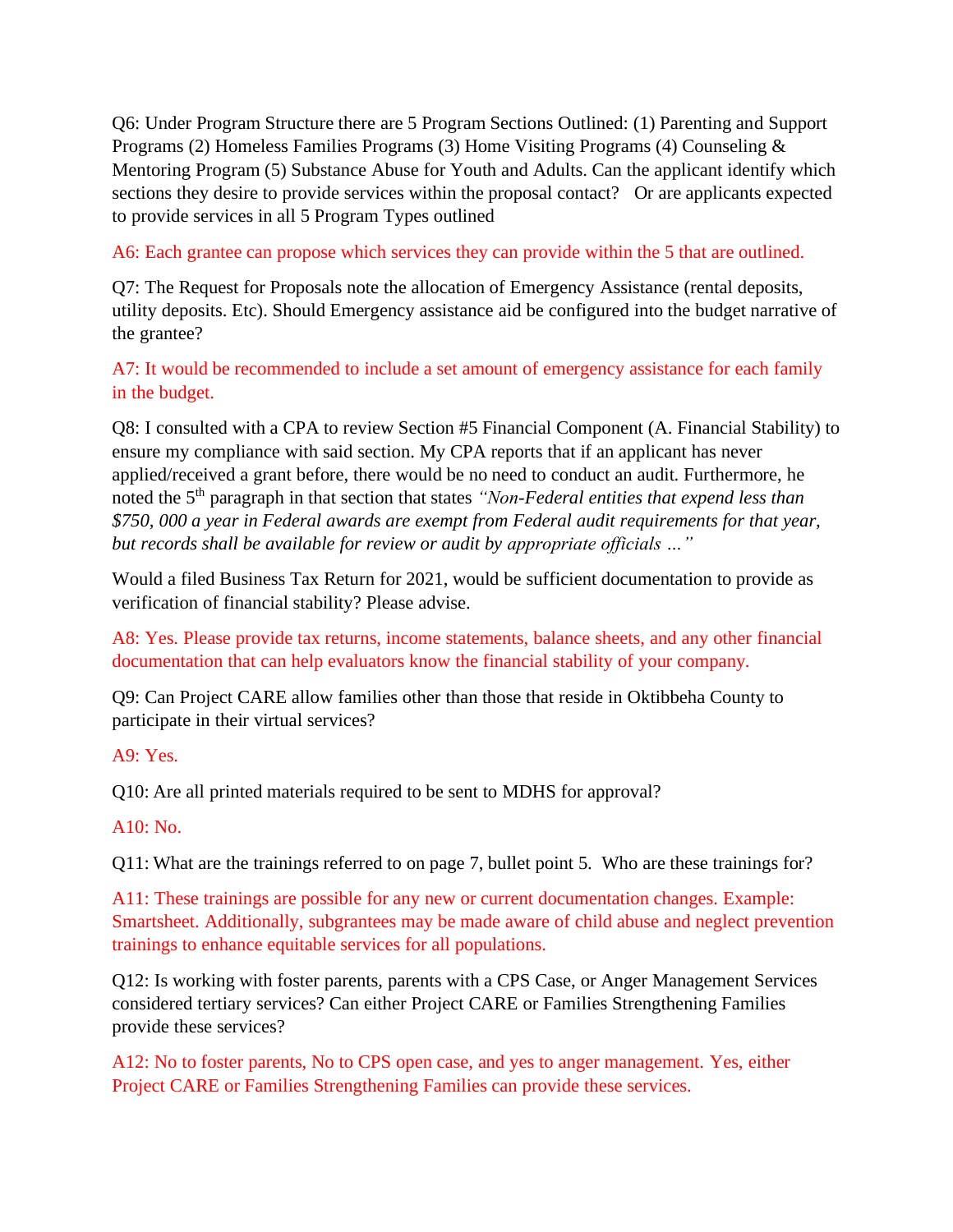Q6: Under Program Structure there are 5 Program Sections Outlined: (1) Parenting and Support Programs (2) Homeless Families Programs (3) Home Visiting Programs (4) Counseling & Mentoring Program (5) Substance Abuse for Youth and Adults. Can the applicant identify which sections they desire to provide services within the proposal contact? Or are applicants expected to provide services in all 5 Program Types outlined

A6: Each grantee can propose which services they can provide within the 5 that are outlined.

Q7: The Request for Proposals note the allocation of Emergency Assistance (rental deposits, utility deposits. Etc). Should Emergency assistance aid be configured into the budget narrative of the grantee?

A7: It would be recommended to include a set amount of emergency assistance for each family in the budget.

Q8: I consulted with a CPA to review Section #5 Financial Component (A. Financial Stability) to ensure my compliance with said section. My CPA reports that if an applicant has never applied/received a grant before, there would be no need to conduct an audit. Furthermore, he noted the 5th paragraph in that section that states *"Non-Federal entities that expend less than $750, 000 a year in Federal awards are exempt from Federal audit requirements for that year, but records shall be available for review or audit by appropriate officials …"*

Would a filed Business Tax Return for 2021, would be sufficient documentation to provide as verification of financial stability? Please advise.

A8: Yes. Please provide tax returns, income statements, balance sheets, and any other financial documentation that can help evaluators know the financial stability of your company.

Q9: Can Project CARE allow families other than those that reside in Oktibbeha County to participate in their virtual services?

A9: Yes.

Q10: Are all printed materials required to be sent to MDHS for approval?

A10: No.

Q11: What are the trainings referred to on page 7, bullet point 5. Who are these trainings for?

A11: These trainings are possible for any new or current documentation changes. Example: Smartsheet. Additionally, subgrantees may be made aware of child abuse and neglect prevention trainings to enhance equitable services for all populations.

Q12: Is working with foster parents, parents with a CPS Case, or Anger Management Services considered tertiary services? Can either Project CARE or Families Strengthening Families provide these services?

A12: No to foster parents, No to CPS open case, and yes to anger management. Yes, either Project CARE or Families Strengthening Families can provide these services.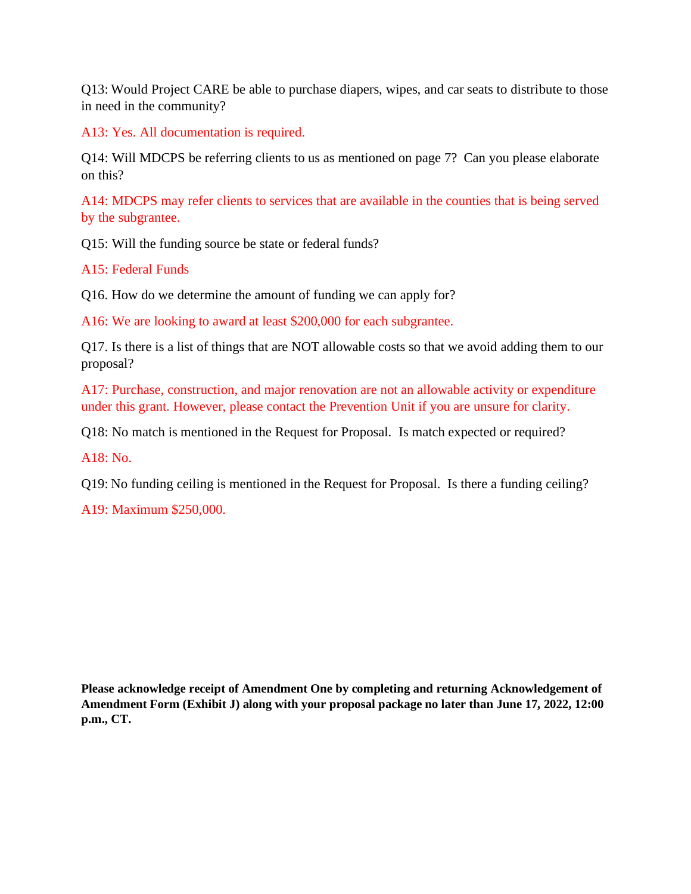Q13: Would Project CARE be able to purchase diapers, wipes, and car seats to distribute to those in need in the community?

A13: Yes. All documentation is required.

Q14: Will MDCPS be referring clients to us as mentioned on page 7? Can you please elaborate on this?

A14: MDCPS may refer clients to services that are available in the counties that is being served by the subgrantee.

Q15: Will the funding source be state or federal funds?

A15: Federal Funds

Q16. How do we determine the amount of funding we can apply for?

A16: We are looking to award at least $200,000 for each subgrantee.

Q17. Is there is a list of things that are NOT allowable costs so that we avoid adding them to our proposal?

A17: Purchase, construction, and major renovation are not an allowable activity or expenditure under this grant. However, please contact the Prevention Unit if you are unsure for clarity.

Q18: No match is mentioned in the Request for Proposal. Is match expected or required?

A18: No.

Q19: No funding ceiling is mentioned in the Request for Proposal. Is there a funding ceiling?

A19: Maximum $250,000.

**Please acknowledge receipt of Amendment One by completing and returning Acknowledgement of Amendment Form (Exhibit J) along with your proposal package no later than June 17, 2022, 12:00 p.m., CT.**